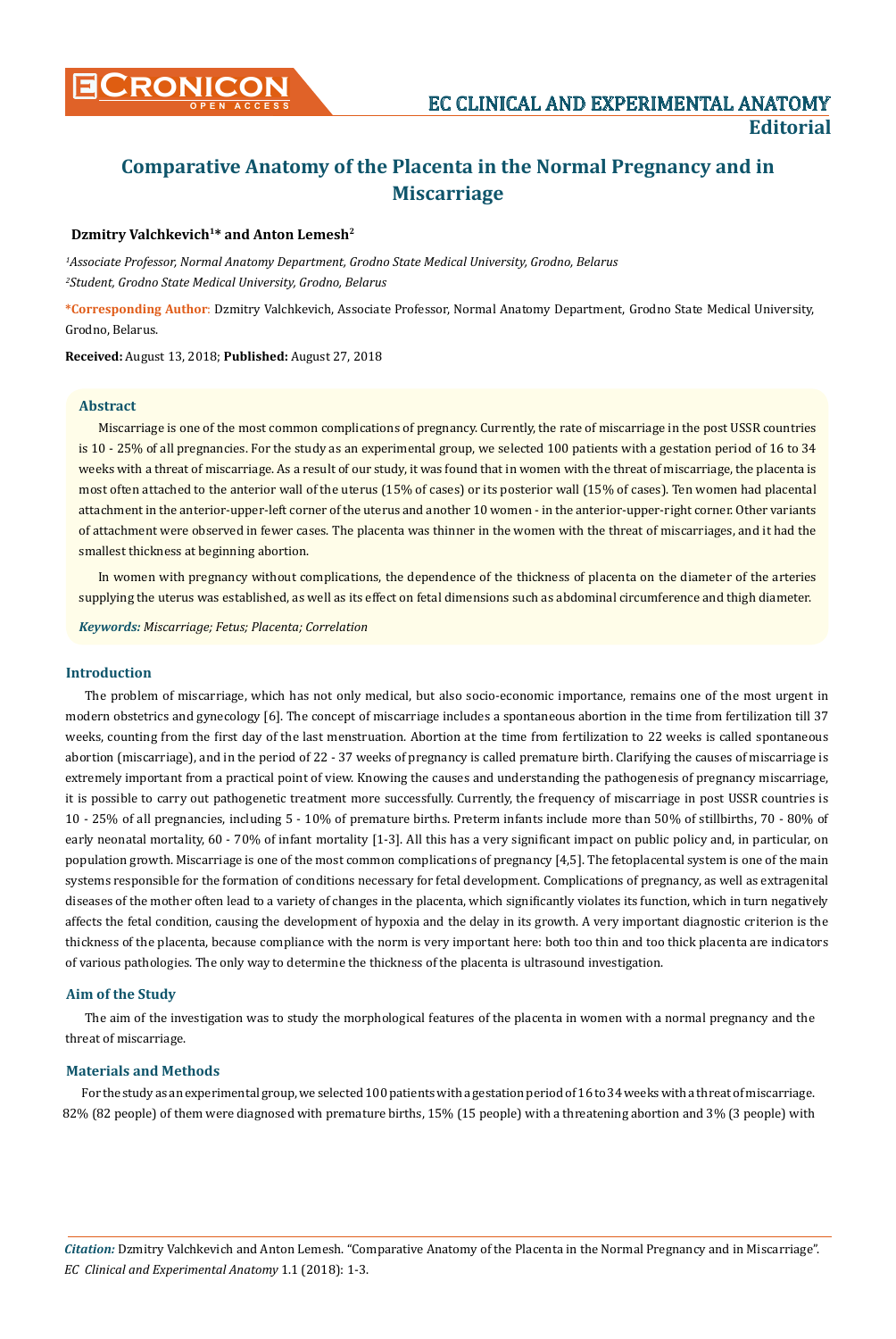Editorial

# Comparative Anatomy of the Placenta in the Normal Pregnancy and in Miscarriage

**Dzmitry Valchkevich[1]* and Anton Lemesh[2]**

*[1]Associate Professor, Normal Anatomy Department, Grodno State Medical University, Grodno, Belarus*
*[2]Student, Grodno State Medical University, Grodno, Belarus*

***Corresponding Author**: Dzmitry Valchkevich, Associate Professor, Normal Anatomy Department, Grodno State Medical University, Grodno, Belarus.

**Received:** August 13, 2018; **Published:** August 27, 2018

## Abstract

Miscarriage is one of the most common complications of pregnancy. Currently, the rate of miscarriage in the post USSR countries is 10 - 25% of all pregnancies. For the study as an experimental group, we selected 100 patients with a gestation period of 16 to 34 weeks with a threat of miscarriage. As a result of our study, it was found that in women with the threat of miscarriage, the placenta is most often attached to the anterior wall of the uterus (15% of cases) or its posterior wall (15% of cases). Ten women had placental attachment in the anterior-upper-left corner of the uterus and another 10 women - in the anterior-upper-right corner. Other variants of attachment were observed in fewer cases. The placenta was thinner in the women with the threat of miscarriages, and it had the smallest thickness at beginning abortion.

In women with pregnancy without complications, the dependence of the thickness of placenta on the diameter of the arteries supplying the uterus was established, as well as its effect on fetal dimensions such as abdominal circumference and thigh diameter.

***Keywords:** Miscarriage; Fetus; Placenta; Correlation*

## Introduction

The problem of miscarriage, which has not only medical, but also socio-economic importance, remains one of the most urgent in modern obstetrics and gynecology [6]. The concept of miscarriage includes a spontaneous abortion in the time from fertilization till 37 weeks, counting from the first day of the last menstruation. Abortion at the time from fertilization to 22 weeks is called spontaneous abortion (miscarriage), and in the period of 22 - 37 weeks of pregnancy is called premature birth. Clarifying the causes of miscarriage is extremely important from a practical point of view. Knowing the causes and understanding the pathogenesis of pregnancy miscarriage, it is possible to carry out pathogenetic treatment more successfully. Currently, the frequency of miscarriage in post USSR countries is 10 - 25% of all pregnancies, including 5 - 10% of premature births. Preterm infants include more than 50% of stillbirths, 70 - 80% of early neonatal mortality, 60 - 70% of infant mortality [1-3]. All this has a very significant impact on public policy and, in particular, on population growth. Miscarriage is one of the most common complications of pregnancy [4,5]. The fetoplacental system is one of the main systems responsible for the formation of conditions necessary for fetal development. Complications of pregnancy, as well as extragenital diseases of the mother often lead to a variety of changes in the placenta, which significantly violates its function, which in turn negatively affects the fetal condition, causing the development of hypoxia and the delay in its growth. A very important diagnostic criterion is the thickness of the placenta, because compliance with the norm is very important here: both too thin and too thick placenta are indicators of various pathologies. The only way to determine the thickness of the placenta is ultrasound investigation.

## Aim of the Study

The aim of the investigation was to study the morphological features of the placenta in women with a normal pregnancy and the threat of miscarriage.

## Materials and Methods

For the study as an experimental group, we selected 100 patients with a gestation period of 16 to 34 weeks with a threat of miscarriage. 82% (82 people) of them were diagnosed with premature births, 15% (15 people) with a threatening abortion and 3% (3 people) with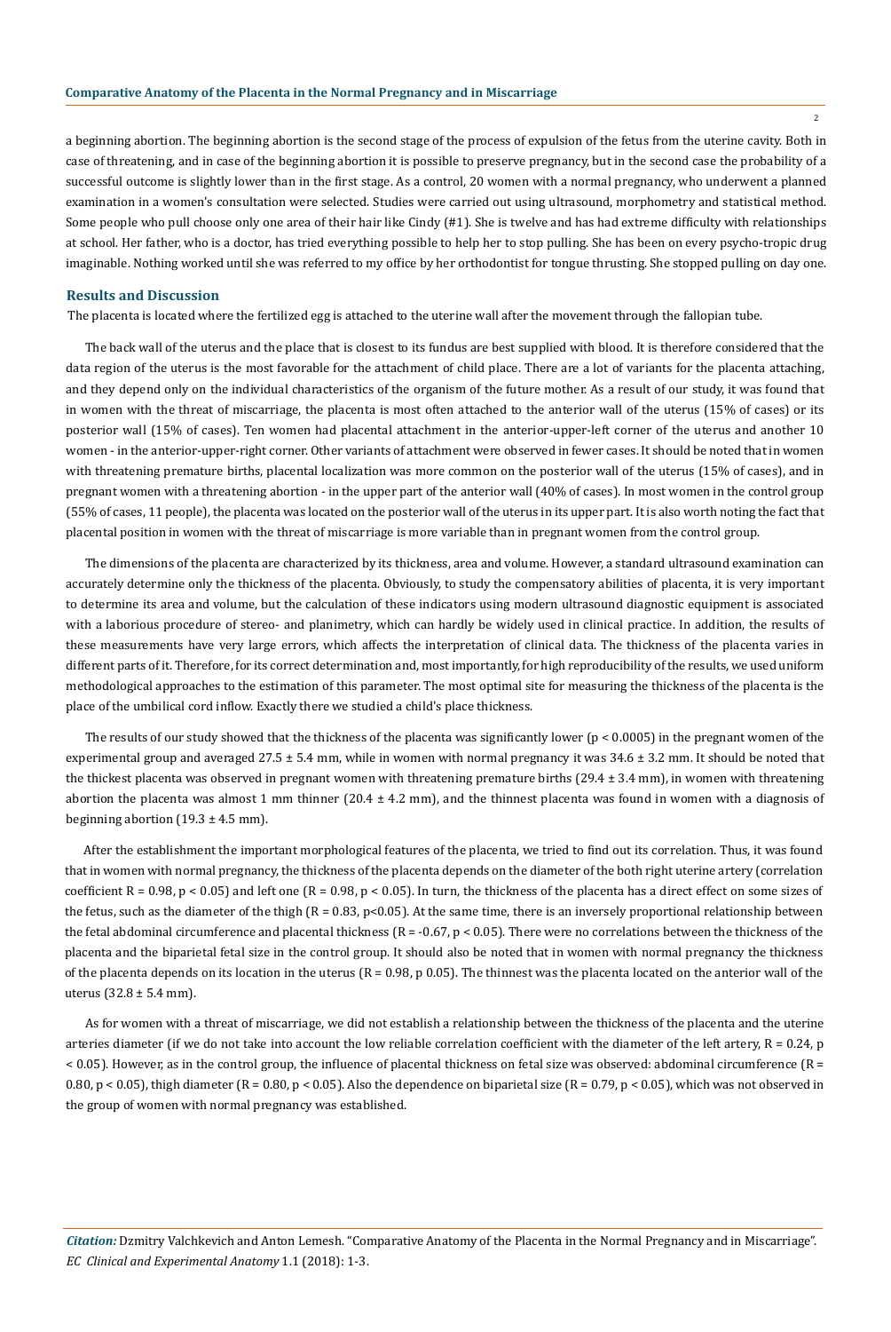a beginning abortion. The beginning abortion is the second stage of the process of expulsion of the fetus from the uterine cavity. Both in case of threatening, and in case of the beginning abortion it is possible to preserve pregnancy, but in the second case the probability of a successful outcome is slightly lower than in the first stage. As a control, 20 women with a normal pregnancy, who underwent a planned examination in a women's consultation were selected. Studies were carried out using ultrasound, morphometry and statistical method. Some people who pull choose only one area of their hair like Cindy (#1). She is twelve and has had extreme difficulty with relationships at school. Her father, who is a doctor, has tried everything possible to help her to stop pulling. She has been on every psycho-tropic drug imaginable. Nothing worked until she was referred to my office by her orthodontist for tongue thrusting. She stopped pulling on day one.

## Results and Discussion

The placenta is located where the fertilized egg is attached to the uterine wall after the movement through the fallopian tube.

The back wall of the uterus and the place that is closest to its fundus are best supplied with blood. It is therefore considered that the data region of the uterus is the most favorable for the attachment of child place. There are a lot of variants for the placenta attaching, and they depend only on the individual characteristics of the organism of the future mother. As a result of our study, it was found that in women with the threat of miscarriage, the placenta is most often attached to the anterior wall of the uterus (15% of cases) or its posterior wall (15% of cases). Ten women had placental attachment in the anterior-upper-left corner of the uterus and another 10 women - in the anterior-upper-right corner. Other variants of attachment were observed in fewer cases. It should be noted that in women with threatening premature births, placental localization was more common on the posterior wall of the uterus (15% of cases), and in pregnant women with a threatening abortion - in the upper part of the anterior wall (40% of cases). In most women in the control group (55% of cases, 11 people), the placenta was located on the posterior wall of the uterus in its upper part. It is also worth noting the fact that placental position in women with the threat of miscarriage is more variable than in pregnant women from the control group.

The dimensions of the placenta are characterized by its thickness, area and volume. However, a standard ultrasound examination can accurately determine only the thickness of the placenta. Obviously, to study the compensatory abilities of placenta, it is very important to determine its area and volume, but the calculation of these indicators using modern ultrasound diagnostic equipment is associated with a laborious procedure of stereo- and planimetry, which can hardly be widely used in clinical practice. In addition, the results of these measurements have very large errors, which affects the interpretation of clinical data. The thickness of the placenta varies in different parts of it. Therefore, for its correct determination and, most importantly, for high reproducibility of the results, we used uniform methodological approaches to the estimation of this parameter. The most optimal site for measuring the thickness of the placenta is the place of the umbilical cord inflow. Exactly there we studied a child's place thickness.

The results of our study showed that the thickness of the placenta was significantly lower ($p < 0.0005$) in the pregnant women of the experimental group and averaged 27.5 ± 5.4 mm, while in women with normal pregnancy it was 34.6 ± 3.2 mm. It should be noted that the thickest placenta was observed in pregnant women with threatening premature births (29.4 ± 3.4 mm), in women with threatening abortion the placenta was almost 1 mm thinner (20.4 ± 4.2 mm), and the thinnest placenta was found in women with a diagnosis of beginning abortion (19.3 ± 4.5 mm).

After the establishment the important morphological features of the placenta, we tried to find out its correlation. Thus, it was found that in women with normal pregnancy, the thickness of the placenta depends on the diameter of the both right uterine artery (correlation coefficient $R = 0.98$, $p < 0.05$) and left one ($R = 0.98$, $p < 0.05$). In turn, the thickness of the placenta has a direct effect on some sizes of the fetus, such as the diameter of the thigh ($R = 0.83$, $p<0.05$). At the same time, there is an inversely proportional relationship between the fetal abdominal circumference and placental thickness ($R = -0.67$, $p < 0.05$). There were no correlations between the thickness of the placenta and the biparietal fetal size in the control group. It should also be noted that in women with normal pregnancy the thickness of the placenta depends on its location in the uterus ($R = 0.98$, p 0.05). The thinnest was the placenta located on the anterior wall of the uterus (32.8 ± 5.4 mm).

As for women with a threat of miscarriage, we did not establish a relationship between the thickness of the placenta and the uterine arteries diameter (if we do not take into account the low reliable correlation coefficient with the diameter of the left artery, $R = 0.24$, $p < 0.05$). However, as in the control group, the influence of placental thickness on fetal size was observed: abdominal circumference ($R = 0.80$, $p < 0.05$), thigh diameter ($R = 0.80$, $p < 0.05$). Also the dependence on biparietal size ($R = 0.79$, $p < 0.05$), which was not observed in the group of women with normal pregnancy was established.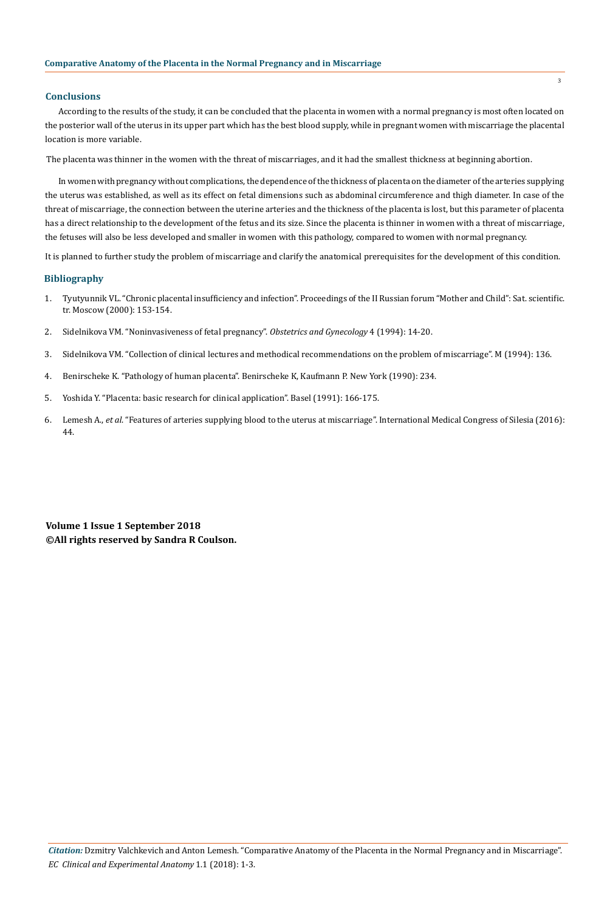## Conclusions

According to the results of the study, it can be concluded that the placenta in women with a normal pregnancy is most often located on the posterior wall of the uterus in its upper part which has the best blood supply, while in pregnant women with miscarriage the placental location is more variable.

The placenta was thinner in the women with the threat of miscarriages, and it had the smallest thickness at beginning abortion.

In women with pregnancy without complications, the dependence of the thickness of placenta on the diameter of the arteries supplying the uterus was established, as well as its effect on fetal dimensions such as abdominal circumference and thigh diameter. In case of the threat of miscarriage, the connection between the uterine arteries and the thickness of the placenta is lost, but this parameter of placenta has a direct relationship to the development of the fetus and its size. Since the placenta is thinner in women with a threat of miscarriage, the fetuses will also be less developed and smaller in women with this pathology, compared to women with normal pregnancy.

It is planned to further study the problem of miscarriage and clarify the anatomical prerequisites for the development of this condition.

## Bibliography

1. Tyutyunnik VL. "Chronic placental insufficiency and infection". Proceedings of the II Russian forum "Mother and Child": Sat. scientific. tr. Moscow (2000): 153-154.
2. Sidelnikova VM. "Noninvasiveness of fetal pregnancy". *Obstetrics and Gynecology* 4 (1994): 14-20.
3. Sidelnikova VM. "Collection of clinical lectures and methodical recommendations on the problem of miscarriage". M (1994): 136.
4. Benirscheke K. "Pathology of human placenta". Benirscheke K, Kaufmann P. New York (1990): 234.
5. Yoshida Y. "Placenta: basic research for clinical application". Basel (1991): 166-175.
6. Lemesh A., *et al*. "Features of arteries supplying blood to the uterus at miscarriage". International Medical Congress of Silesia (2016): 44.

**Volume 1 Issue 1 September 2018**
**©All rights reserved by Sandra R Coulson.**